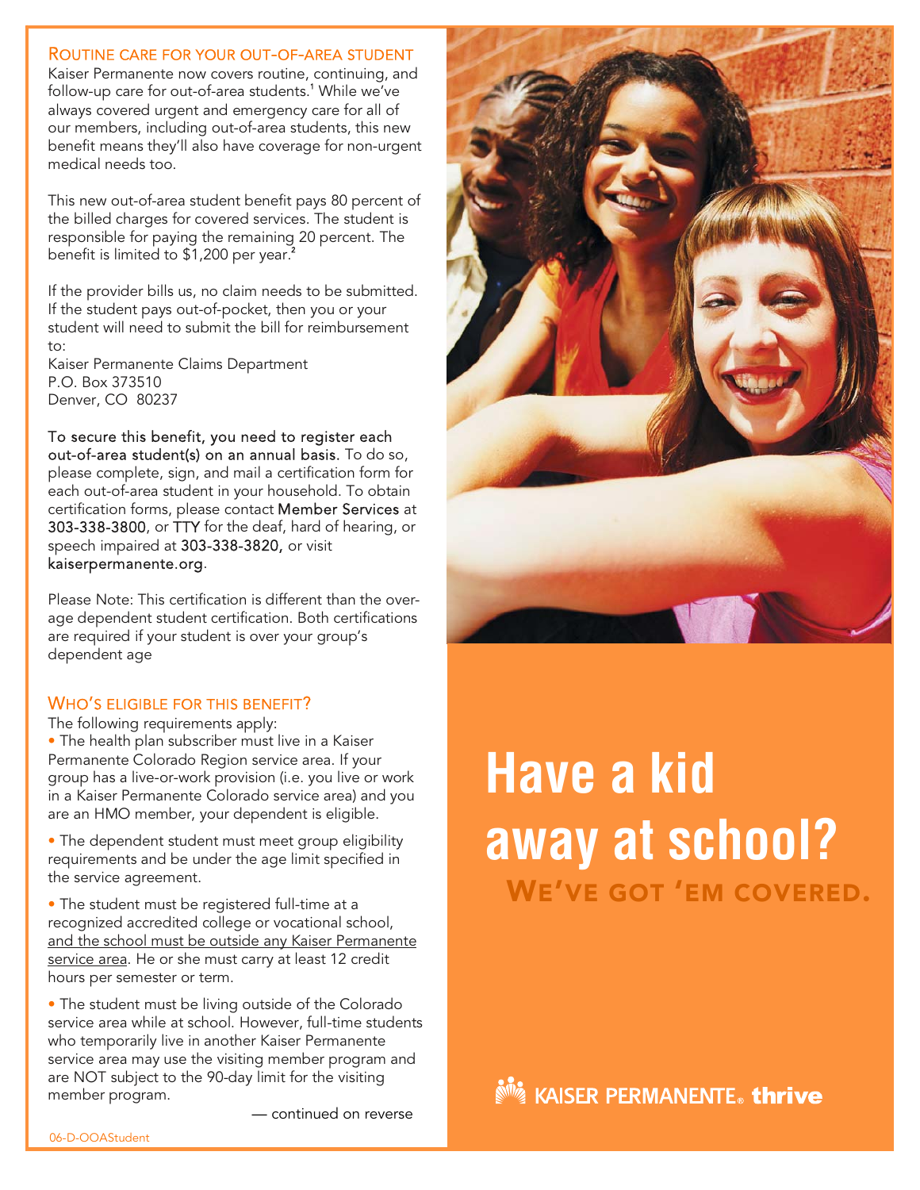## Routine care for your out-of-area student

Kaiser Permanente now covers routine, continuing, and follow-up care for out-of-area students.[1] While we've always covered urgent and emergency care for all of our members, including out-of-area students, this new benefit means they'll also have coverage for non-urgent medical needs too.

This new out-of-area student benefit pays 80 percent of the billed charges for covered services. The student is responsible for paying the remaining 20 percent. The benefit is limited to $1,200 per year.[2]

If the provider bills us, no claim needs to be submitted. If the student pays out-of-pocket, then you or your student will need to submit the bill for reimbursement to:
Kaiser Permanente Claims Department
P.O. Box 373510
Denver, CO 80237

**To secure this benefit, you need to register each out-of-area student(s) on an annual basis.** To do so, please complete, sign, and mail a certification form for each out-of-area student in your household. To obtain certification forms, please contact **Member Services** at **303-338-3800**, or **TTY** for the deaf, hard of hearing, or speech impaired at **303-338-3820,** or visit **kaiserpermanente.org**.

Please Note: This certification is different than the over-age dependent student certification. Both certifications are required if your student is over your group's dependent age

## Who's eligible for this benefit?

The following requirements apply:

- The health plan subscriber must live in a Kaiser Permanente Colorado Region service area. If your group has a live-or-work provision (i.e. you live or work in a Kaiser Permanente Colorado service area) and you are an HMO member, your dependent is eligible.
- The dependent student must meet group eligibility requirements and be under the age limit specified in the service agreement.
- The student must be registered full-time at a recognized accredited college or vocational school, <u>and the school must be outside any Kaiser Permanente service area</u>. He or she must carry at least 12 credit hours per semester or term.
- The student must be living outside of the Colorado service area while at school. However, full-time students who temporarily live in another Kaiser Permanente service area may use the visiting member program and are NOT subject to the 90-day limit for the visiting member program.

— continued on reverse

# Have a kid away at school?

## We've got 'em covered.

KAISER PERMANENTE® thrive

06-D-OOAStudent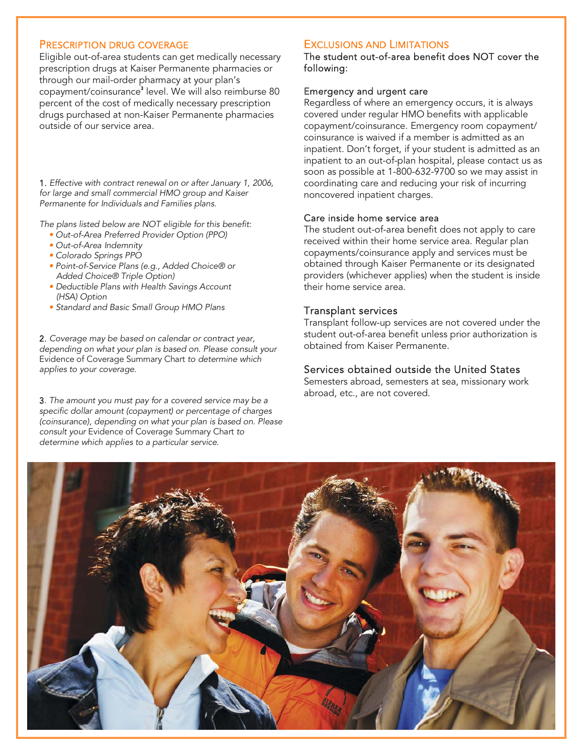## Prescription drug coverage

Eligible out-of-area students can get medically necessary prescription drugs at Kaiser Permanente pharmacies or through our mail-order pharmacy at your plan's copayment/coinsurance[3] level. We will also reimburse 80 percent of the cost of medically necessary prescription drugs purchased at non-Kaiser Permanente pharmacies outside of our service area.

1. *Effective with contract renewal on or after January 1, 2006, for large and small commercial HMO group and Kaiser Permanente for Individuals and Families plans.*

*The plans listed below are NOT eligible for this benefit:*

- *Out-of-Area Preferred Provider Option (PPO)*
- *Out-of-Area Indemnity*
- *Colorado Springs PPO*
- *Point-of-Service Plans (e.g., Added Choice® or Added Choice® Triple Option)*
- *Deductible Plans with Health Savings Account (HSA) Option*
- *Standard and Basic Small Group HMO Plans*

2. *Coverage may be based on calendar or contract year, depending on what your plan is based on. Please consult your* Evidence of Coverage Summary Chart *to determine which applies to your coverage.*

3. *The amount you must pay for a covered service may be a specific dollar amount (copayment) or percentage of charges (coinsurance), depending on what your plan is based on. Please consult your* Evidence of Coverage Summary Chart *to determine which applies to a particular service.*

## Exclusions and Limitations

The student out-of-area benefit does NOT cover the following:

### Emergency and urgent care

Regardless of where an emergency occurs, it is always covered under regular HMO benefits with applicable copayment/coinsurance. Emergency room copayment/coinsurance is waived if a member is admitted as an inpatient. Don't forget, if your student is admitted as an inpatient to an out-of-plan hospital, please contact us as soon as possible at 1-800-632-9700 so we may assist in coordinating care and reducing your risk of incurring noncovered inpatient charges.

### Care inside home service area

The student out-of-area benefit does not apply to care received within their home service area. Regular plan copayments/coinsurance apply and services must be obtained through Kaiser Permanente or its designated providers (whichever applies) when the student is inside their home service area.

### Transplant services

Transplant follow-up services are not covered under the student out-of-area benefit unless prior authorization is obtained from Kaiser Permanente.

### Services obtained outside the United States

Semesters abroad, semesters at sea, missionary work abroad, etc., are not covered.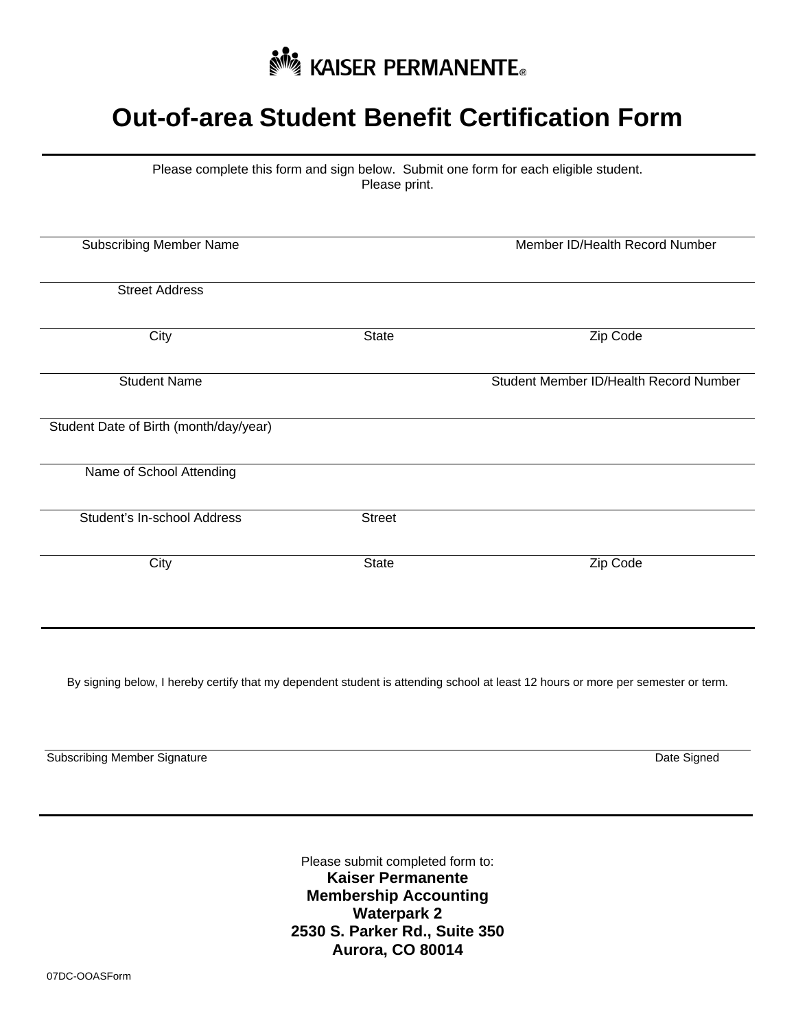KAISER PERMANENTE®

# Out-of-area Student Benefit Certification Form

Please complete this form and sign below. Submit one form for each eligible student.
Please print.

| | | |
|---|---|---|
| Subscribing Member Name | | Member ID/Health Record Number |
| Street Address | | |
| City | State | Zip Code |
| Student Name | | Student Member ID/Health Record Number |
| Student Date of Birth (month/day/year) | | |
| Name of School Attending | | |
| Student's In-school Address | Street | |
| City | State | Zip Code |

By signing below, I hereby certify that my dependent student is attending school at least 12 hours or more per semester or term.

Subscribing Member Signature | Date Signed

Please submit completed form to:

**Kaiser Permanente**
**Membership Accounting**
**Waterpark 2**
**2530 S. Parker Rd., Suite 350**
**Aurora, CO 80014**

07DC-OOASForm